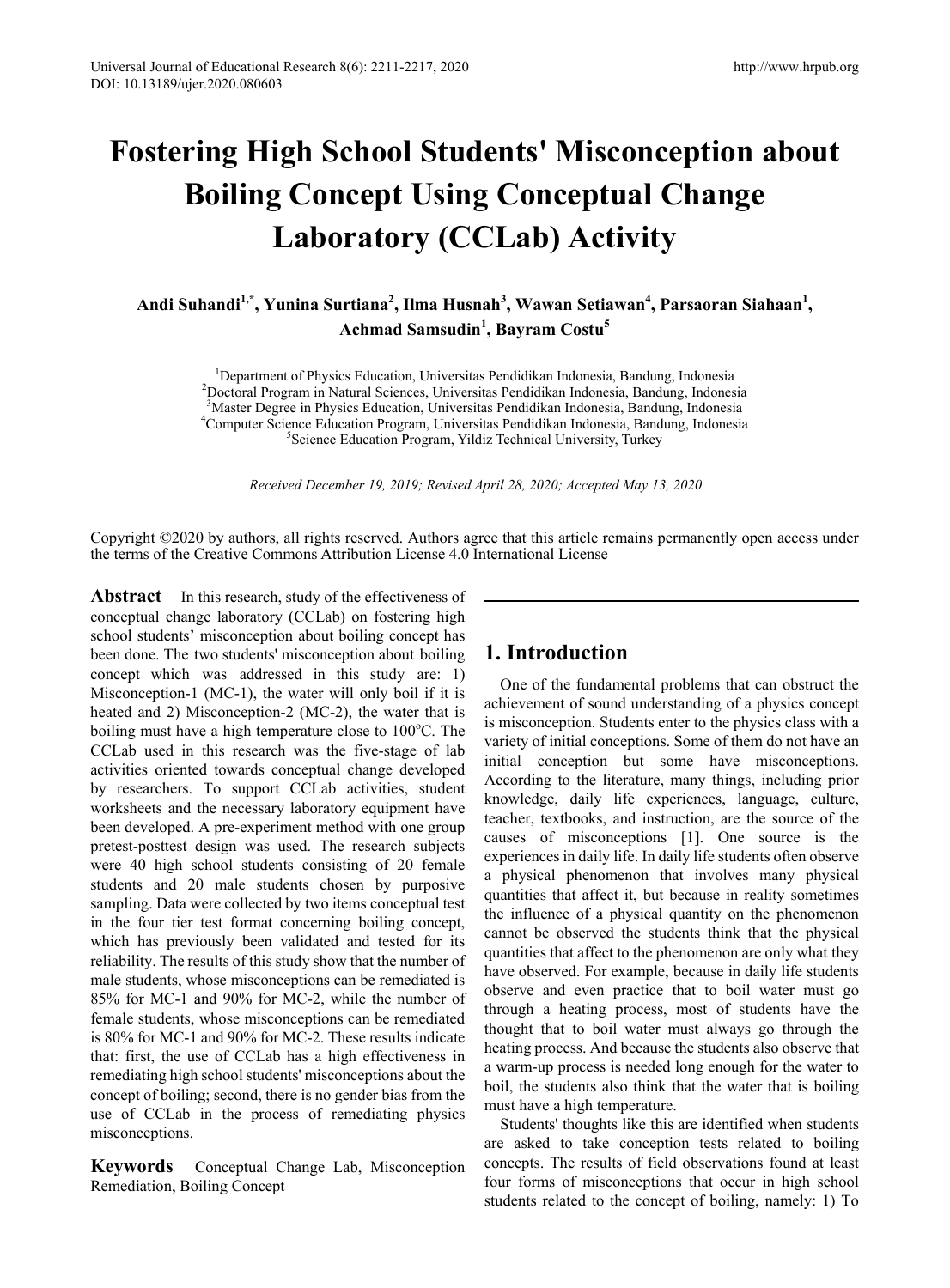# Fostering High School Students' Misconception about Boiling Concept Using Conceptual Change Laboratory (CCLab) Activity

**Andi Suhandi[1,*], Yunina Surtiana[2], Ilma Husnah[3], Wawan Setiawan[4], Parsaoran Siahaan[1], Achmad Samsudin[1], Bayram Costu[5]**

[1]Department of Physics Education, Universitas Pendidikan Indonesia, Bandung, Indonesia
[2]Doctoral Program in Natural Sciences, Universitas Pendidikan Indonesia, Bandung, Indonesia
[3]Master Degree in Physics Education, Universitas Pendidikan Indonesia, Bandung, Indonesia
[4]Computer Science Education Program, Universitas Pendidikan Indonesia, Bandung, Indonesia
[5]Science Education Program, Yildiz Technical University, Turkey

*Received December 19, 2019; Revised April 28, 2020; Accepted May 13, 2020*

Copyright ©2020 by authors, all rights reserved. Authors agree that this article remains permanently open access under the terms of the Creative Commons Attribution License 4.0 International License

**Abstract** In this research, study of the effectiveness of conceptual change laboratory (CCLab) on fostering high school students' misconception about boiling concept has been done. The two students' misconception about boiling concept which was addressed in this study are: 1) Misconception-1 (MC-1), the water will only boil if it is heated and 2) Misconception-2 (MC-2), the water that is boiling must have a high temperature close to 100°C. The CCLab used in this research was the five-stage of lab activities oriented towards conceptual change developed by researchers. To support CCLab activities, student worksheets and the necessary laboratory equipment have been developed. A pre-experiment method with one group pretest-posttest design was used. The research subjects were 40 high school students consisting of 20 female students and 20 male students chosen by purposive sampling. Data were collected by two items conceptual test in the four tier test format concerning boiling concept, which has previously been validated and tested for its reliability. The results of this study show that the number of male students, whose misconceptions can be remediated is 85% for MC-1 and 90% for MC-2, while the number of female students, whose misconceptions can be remediated is 80% for MC-1 and 90% for MC-2. These results indicate that: first, the use of CCLab has a high effectiveness in remediating high school students' misconceptions about the concept of boiling; second, there is no gender bias from the use of CCLab in the process of remediating physics misconceptions.

**Keywords** Conceptual Change Lab, Misconception Remediation, Boiling Concept

## 1. Introduction

One of the fundamental problems that can obstruct the achievement of sound understanding of a physics concept is misconception. Students enter to the physics class with a variety of initial conceptions. Some of them do not have an initial conception but some have misconceptions. According to the literature, many things, including prior knowledge, daily life experiences, language, culture, teacher, textbooks, and instruction, are the source of the causes of misconceptions [1]. One source is the experiences in daily life. In daily life students often observe a physical phenomenon that involves many physical quantities that affect it, but because in reality sometimes the influence of a physical quantity on the phenomenon cannot be observed the students think that the physical quantities that affect to the phenomenon are only what they have observed. For example, because in daily life students observe and even practice that to boil water must go through a heating process, most of students have the thought that to boil water must always go through the heating process. And because the students also observe that a warm-up process is needed long enough for the water to boil, the students also think that the water that is boiling must have a high temperature.

Students' thoughts like this are identified when students are asked to take conception tests related to boiling concepts. The results of field observations found at least four forms of misconceptions that occur in high school students related to the concept of boiling, namely: 1) To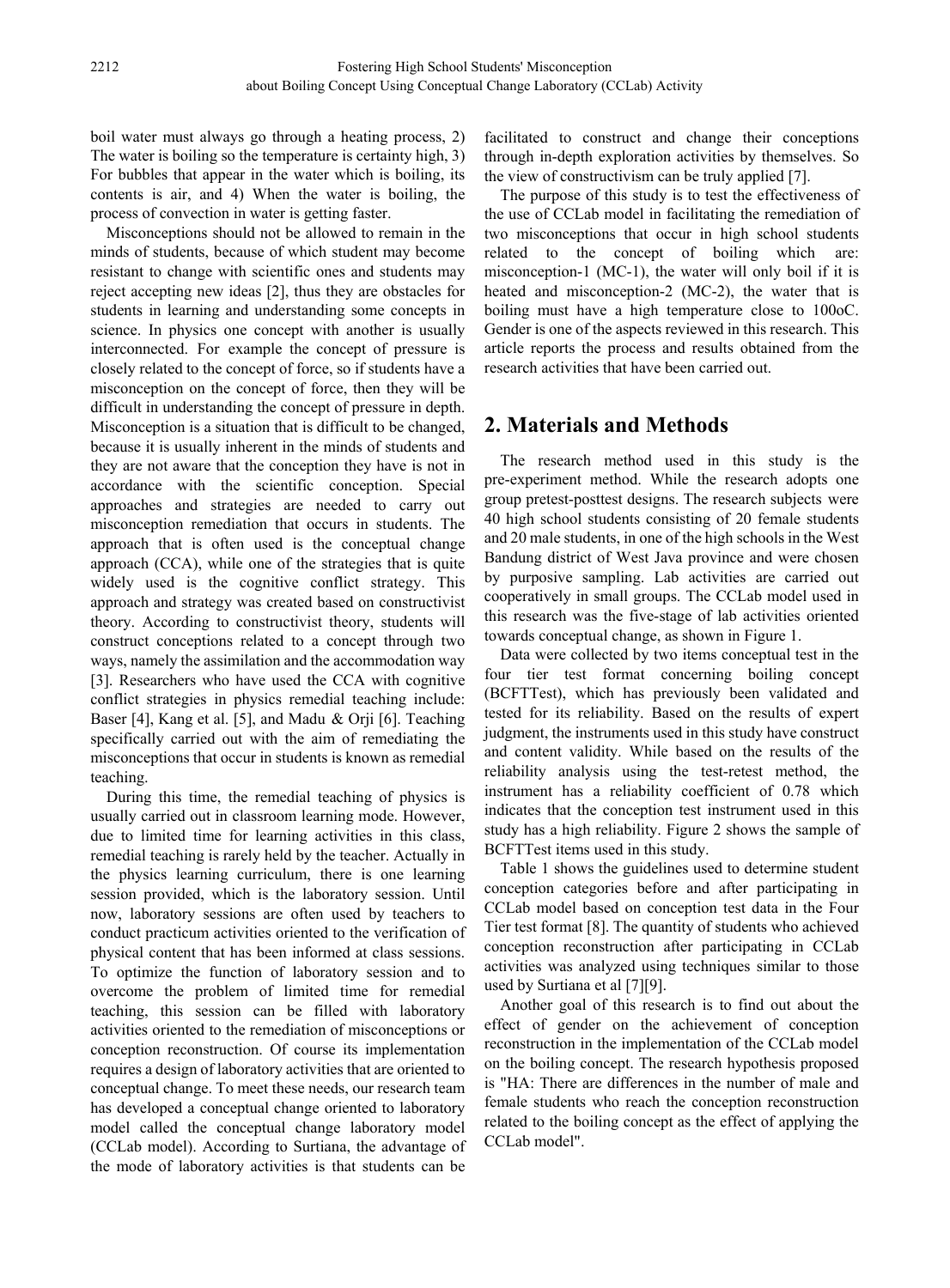boil water must always go through a heating process, 2) The water is boiling so the temperature is certainty high, 3) For bubbles that appear in the water which is boiling, its contents is air, and 4) When the water is boiling, the process of convection in water is getting faster.

Misconceptions should not be allowed to remain in the minds of students, because of which student may become resistant to change with scientific ones and students may reject accepting new ideas [2], thus they are obstacles for students in learning and understanding some concepts in science. In physics one concept with another is usually interconnected. For example the concept of pressure is closely related to the concept of force, so if students have a misconception on the concept of force, then they will be difficult in understanding the concept of pressure in depth. Misconception is a situation that is difficult to be changed, because it is usually inherent in the minds of students and they are not aware that the conception they have is not in accordance with the scientific conception. Special approaches and strategies are needed to carry out misconception remediation that occurs in students. The approach that is often used is the conceptual change approach (CCA), while one of the strategies that is quite widely used is the cognitive conflict strategy. This approach and strategy was created based on constructivist theory. According to constructivist theory, students will construct conceptions related to a concept through two ways, namely the assimilation and the accommodation way [3]. Researchers who have used the CCA with cognitive conflict strategies in physics remedial teaching include: Baser [4], Kang et al. [5], and Madu & Orji [6]. Teaching specifically carried out with the aim of remediating the misconceptions that occur in students is known as remedial teaching.

During this time, the remedial teaching of physics is usually carried out in classroom learning mode. However, due to limited time for learning activities in this class, remedial teaching is rarely held by the teacher. Actually in the physics learning curriculum, there is one learning session provided, which is the laboratory session. Until now, laboratory sessions are often used by teachers to conduct practicum activities oriented to the verification of physical content that has been informed at class sessions. To optimize the function of laboratory session and to overcome the problem of limited time for remedial teaching, this session can be filled with laboratory activities oriented to the remediation of misconceptions or conception reconstruction. Of course its implementation requires a design of laboratory activities that are oriented to conceptual change. To meet these needs, our research team has developed a conceptual change oriented to laboratory model called the conceptual change laboratory model (CCLab model). According to Surtiana, the advantage of the mode of laboratory activities is that students can be facilitated to construct and change their conceptions through in-depth exploration activities by themselves. So the view of constructivism can be truly applied [7].

The purpose of this study is to test the effectiveness of the use of CCLab model in facilitating the remediation of two misconceptions that occur in high school students related to the concept of boiling which are: misconception-1 (MC-1), the water will only boil if it is heated and misconception-2 (MC-2), the water that is boiling must have a high temperature close to 100oC. Gender is one of the aspects reviewed in this research. This article reports the process and results obtained from the research activities that have been carried out.

## 2. Materials and Methods

The research method used in this study is the pre-experiment method. While the research adopts one group pretest-posttest designs. The research subjects were 40 high school students consisting of 20 female students and 20 male students, in one of the high schools in the West Bandung district of West Java province and were chosen by purposive sampling. Lab activities are carried out cooperatively in small groups. The CCLab model used in this research was the five-stage of lab activities oriented towards conceptual change, as shown in Figure 1.

Data were collected by two items conceptual test in the four tier test format concerning boiling concept (BCFTTest), which has previously been validated and tested for its reliability. Based on the results of expert judgment, the instruments used in this study have construct and content validity. While based on the results of the reliability analysis using the test-retest method, the instrument has a reliability coefficient of 0.78 which indicates that the conception test instrument used in this study has a high reliability. Figure 2 shows the sample of BCFTTest items used in this study.

Table 1 shows the guidelines used to determine student conception categories before and after participating in CCLab model based on conception test data in the Four Tier test format [8]. The quantity of students who achieved conception reconstruction after participating in CCLab activities was analyzed using techniques similar to those used by Surtiana et al [7][9].

Another goal of this research is to find out about the effect of gender on the achievement of conception reconstruction in the implementation of the CCLab model on the boiling concept. The research hypothesis proposed is "HA: There are differences in the number of male and female students who reach the conception reconstruction related to the boiling concept as the effect of applying the CCLab model".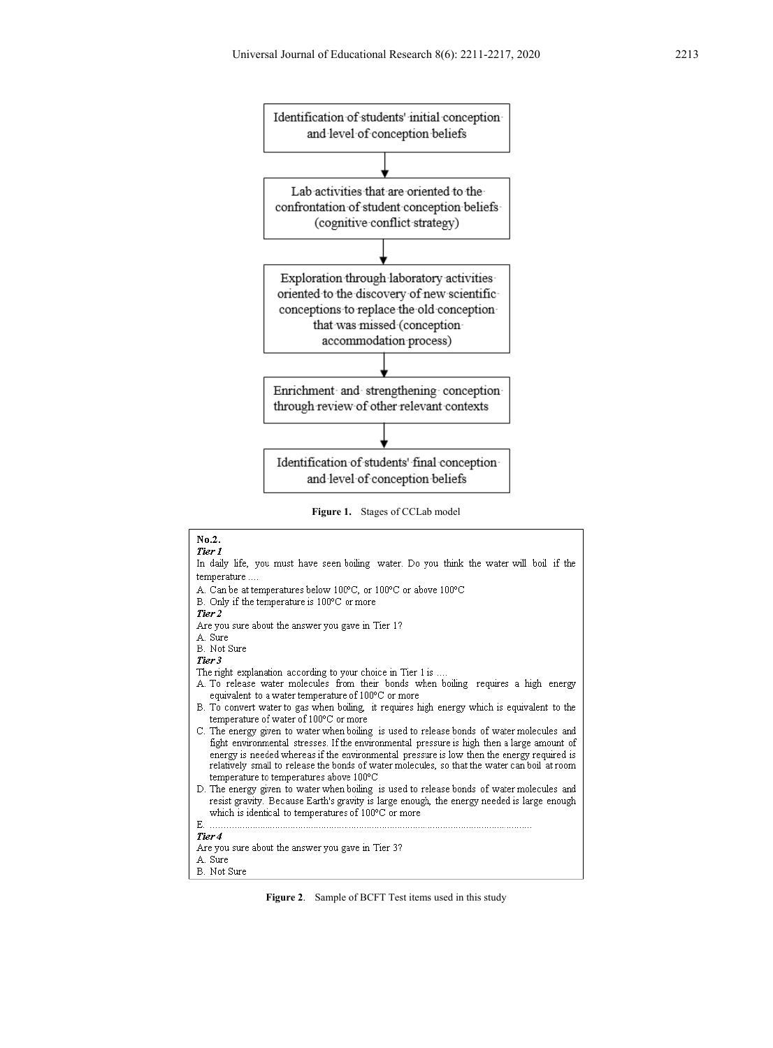Identification of students' initial conception and level of conception beliefs

↓

Lab activities that are oriented to the confrontation of student conception beliefs (cognitive conflict strategy)

↓

Exploration through laboratory activities oriented to the discovery of new scientific conceptions to replace the old conception that was missed (conception accommodation process)

↓

Enrichment and strengthening conception through review of other relevant contexts

↓

Identification of students' final conception and level of conception beliefs

**Figure 1.** Stages of CCLab model

**No.2.**

***Tier 1***

In daily life, you must have seen boiling water. Do you think the water will boil if the temperature ....

A. Can be at temperatures below 100°C, or 100°C or above 100°C

B. Only if the temperature is 100°C or more

***Tier 2***

Are you sure about the answer you gave in Tier 1?

A. Sure

B. Not Sure

***Tier 3***

The right explanation according to your choice in Tier 1 is ....

A. To release water molecules from their bonds when boiling requires a high energy equivalent to a water temperature of 100°C or more

B. To convert water to gas when boiling, it requires high energy which is equivalent to the temperature of water of 100°C or more

C. The energy given to water when boiling is used to release bonds of water molecules and fight environmental stresses. If the environmental pressure is high then a large amount of energy is needed whereas if the environmental pressure is low then the energy required is relatively small to release the bonds of water molecules, so that the water can boil at room temperature to temperatures above 100°C

D. The energy given to water when boiling is used to release bonds of water molecules and resist gravity. Because Earth's gravity is large enough, the energy needed is large enough which is identical to temperatures of 100°C or more

E. ............................................................................................................................

***Tier 4***

Are you sure about the answer you gave in Tier 3?

A. Sure

B. Not Sure

**Figure 2**. Sample of BCFT Test items used in this study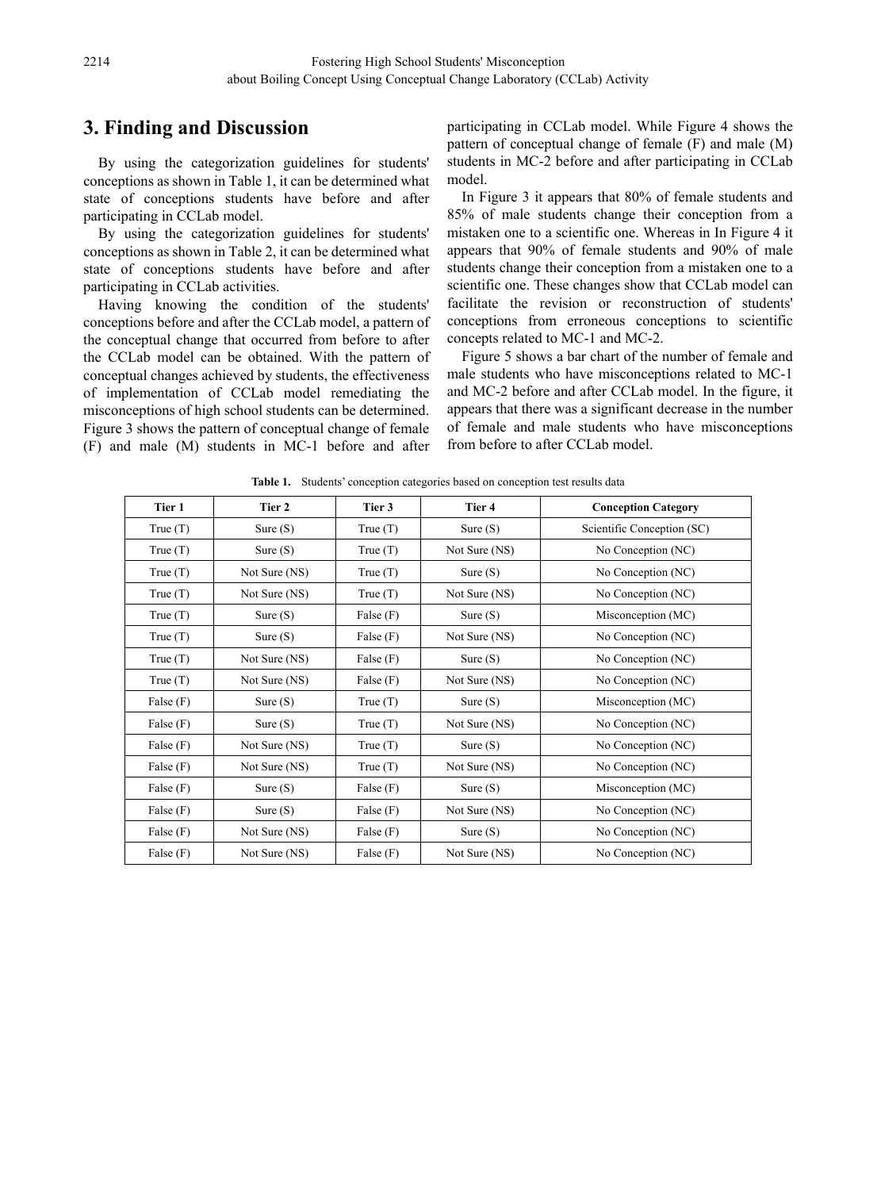## 3. Finding and Discussion

By using the categorization guidelines for students' conceptions as shown in Table 1, it can be determined what state of conceptions students have before and after participating in CCLab model.

By using the categorization guidelines for students' conceptions as shown in Table 2, it can be determined what state of conceptions students have before and after participating in CCLab activities.

Having knowing the condition of the students' conceptions before and after the CCLab model, a pattern of the conceptual change that occurred from before to after the CCLab model can be obtained. With the pattern of conceptual changes achieved by students, the effectiveness of implementation of CCLab model remediating the misconceptions of high school students can be determined. Figure 3 shows the pattern of conceptual change of female (F) and male (M) students in MC-1 before and after participating in CCLab model. While Figure 4 shows the pattern of conceptual change of female (F) and male (M) students in MC-2 before and after participating in CCLab model.

In Figure 3 it appears that 80% of female students and 85% of male students change their conception from a mistaken one to a scientific one. Whereas in In Figure 4 it appears that 90% of female students and 90% of male students change their conception from a mistaken one to a scientific one. These changes show that CCLab model can facilitate the revision or reconstruction of students' conceptions from erroneous conceptions to scientific concepts related to MC-1 and MC-2.

Figure 5 shows a bar chart of the number of female and male students who have misconceptions related to MC-1 and MC-2 before and after CCLab model. In the figure, it appears that there was a significant decrease in the number of female and male students who have misconceptions from before to after CCLab model.

**Table 1.** Students' conception categories based on conception test results data

| Tier 1 | Tier 2 | Tier 3 | Tier 4 | Conception Category |
|---|---|---|---|---|
| True (T) | Sure (S) | True (T) | Sure (S) | Scientific Conception (SC) |
| True (T) | Sure (S) | True (T) | Not Sure (NS) | No Conception (NC) |
| True (T) | Not Sure (NS) | True (T) | Sure (S) | No Conception (NC) |
| True (T) | Not Sure (NS) | True (T) | Not Sure (NS) | No Conception (NC) |
| True (T) | Sure (S) | False (F) | Sure (S) | Misconception (MC) |
| True (T) | Sure (S) | False (F) | Not Sure (NS) | No Conception (NC) |
| True (T) | Not Sure (NS) | False (F) | Sure (S) | No Conception (NC) |
| True (T) | Not Sure (NS) | False (F) | Not Sure (NS) | No Conception (NC) |
| False (F) | Sure (S) | True (T) | Sure (S) | Misconception (MC) |
| False (F) | Sure (S) | True (T) | Not Sure (NS) | No Conception (NC) |
| False (F) | Not Sure (NS) | True (T) | Sure (S) | No Conception (NC) |
| False (F) | Not Sure (NS) | True (T) | Not Sure (NS) | No Conception (NC) |
| False (F) | Sure (S) | False (F) | Sure (S) | Misconception (MC) |
| False (F) | Sure (S) | False (F) | Not Sure (NS) | No Conception (NC) |
| False (F) | Not Sure (NS) | False (F) | Sure (S) | No Conception (NC) |
| False (F) | Not Sure (NS) | False (F) | Not Sure (NS) | No Conception (NC) |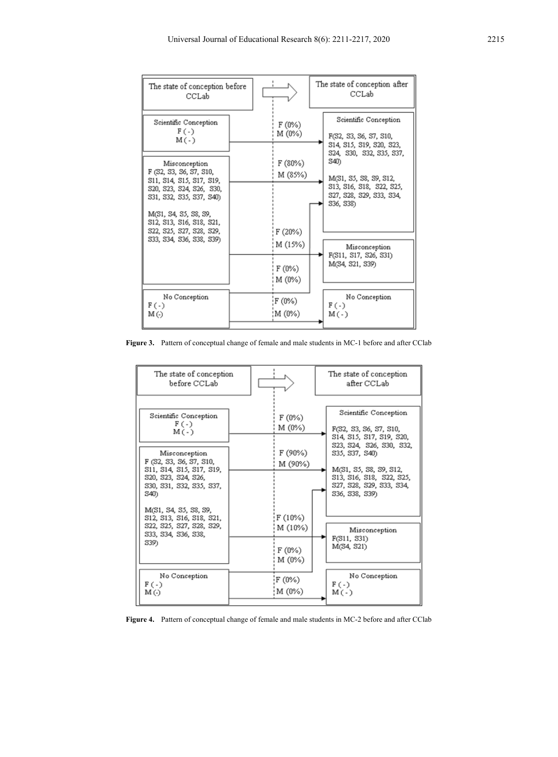| The state of conception before CCLab | | The state of conception after CCLab |
|---|---|---|
| Scientific Conception<br>F (-)<br>M (-) | F (0%)<br>M (0%) | Scientific Conception<br>F(S2, S3, S6, S7, S10, S14, S15, S19, S20, S23, S24, S30, S32, S35, S37, S40)<br>M(S1, S5, S8, S9, S12, S13, S16, S18, S22, S25, S27, S28, S29, S33, S34, S36, S38) |
| Misconception<br>F (S2, S3, S6, S7, S10, S11, S14, S15, S17, S19, S20, S23, S24, S26, S30, S31, S32, S35, S37, S40)<br>M(S1, S4, S5, S8, S9, S12, S13, S16, S18, S21, S22, S25, S27, S28, S29, S33, S34, S36, S38, S39) | F (80%)<br>M (85%)<br><br>F (20%)<br>M (15%)<br><br>F (0%)<br>M (0%) | Misconception<br>F(S11, S17, S26, S31)<br>M(S4, S21, S39) |
| No Conception<br>F (-)<br>M (-) | F (0%)<br>M (0%) | No Conception<br>F (-)<br>M (-) |

**Figure 3.** Pattern of conceptual change of female and male students in MC-1 before and after CClab

| The state of conception before CCLab | | The state of conception after CCLab |
|---|---|---|
| Scientific Conception<br>F (-)<br>M (-) | F (0%)<br>M (0%) | Scientific Conception<br>F(S2, S3, S6, S7, S10, S14, S15, S17, S19, S20, S23, S24, S26, S30, S32, S35, S37, S40)<br>M(S1, S5, S8, S9, S12, S13, S16, S18, S22, S25, S27, S28, S29, S33, S34, S36, S38, S39) |
| Misconception<br>F (S2, S3, S6, S7, S10, S11, S14, S15, S17, S19, S20, S23, S24, S26, S30, S31, S32, S35, S37, S40)<br>M(S1, S4, S5, S8, S9, S12, S13, S16, S18, S21, S22, S25, S27, S28, S29, S33, S34, S36, S38, S39) | F (90%)<br>M (90%)<br><br>F (10%)<br>M (10%)<br><br>F (0%)<br>M (0%) | Misconception<br>F(S11, S31)<br>M(S4, S21) |
| No Conception<br>F (-)<br>M (-) | F (0%)<br>M (0%) | No Conception<br>F (-)<br>M (-) |

**Figure 4.** Pattern of conceptual change of female and male students in MC-2 before and after CClab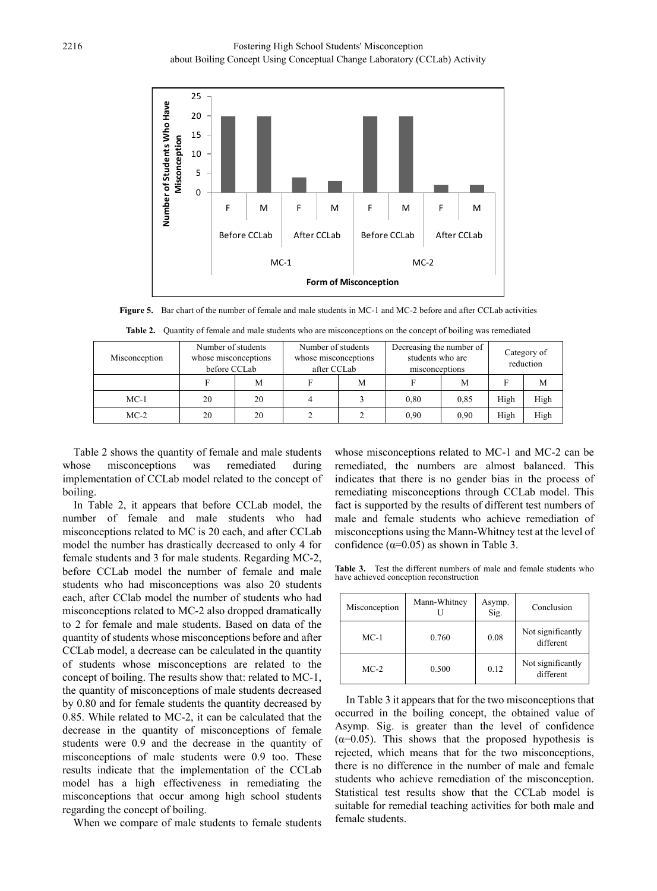Figure 5. Bar chart of the number of female and male students in MC-1 and MC-2 before and after CCLab activities

Table 2. Quantity of female and male students who are misconceptions on the concept of boiling was remediated

| Misconception | Number of students whose misconceptions before CCLab | | Number of students whose misconceptions after CCLab | | Decreasing the number of students who are misconceptions | | Category of reduction | |
|---|---|---|---|---|---|---|---|---|
| | F | M | F | M | F | M | F | M |
| MC-1 | 20 | 20 | 4 | 3 | 0,80 | 0,85 | High | High |
| MC-2 | 20 | 20 | 2 | 2 | 0,90 | 0,90 | High | High |

Table 2 shows the quantity of female and male students whose misconceptions was remediated during implementation of CCLab model related to the concept of boiling.

In Table 2, it appears that before CCLab model, the number of female and male students who had misconceptions related to MC is 20 each, and after CCLab model the number has drastically decreased to only 4 for female students and 3 for male students. Regarding MC-2, before CCLab model the number of female and male students who had misconceptions was also 20 students each, after CClab model the number of students who had misconceptions related to MC-2 also dropped dramatically to 2 for female and male students. Based on data of the quantity of students whose misconceptions before and after CCLab model, a decrease can be calculated in the quantity of students whose misconceptions are related to the concept of boiling. The results show that: related to MC-1, the quantity of misconceptions of male students decreased by 0.80 and for female students the quantity decreased by 0.85. While related to MC-2, it can be calculated that the decrease in the quantity of misconceptions of female students were 0.9 and the decrease in the quantity of misconceptions of male students were 0.9 too. These results indicate that the implementation of the CCLab model has a high effectiveness in remediating the misconceptions that occur among high school students regarding the concept of boiling.

When we compare of male students to female students whose misconceptions related to MC-1 and MC-2 can be remediated, the numbers are almost balanced. This indicates that there is no gender bias in the process of remediating misconceptions through CCLab model. This fact is supported by the results of different test numbers of male and female students who achieve remediation of misconceptions using the Mann-Whitney test at the level of confidence ($\alpha$=0.05) as shown in Table 3.

Table 3. Test the different numbers of male and female students who have achieved conception reconstruction

| Misconception | Mann-Whitney U | Asymp. Sig. | Conclusion |
|---|---|---|---|
| MC-1 | 0.760 | 0.08 | Not significantly different |
| MC-2 | 0.500 | 0.12 | Not significantly different |

In Table 3 it appears that for the two misconceptions that occurred in the boiling concept, the obtained value of Asymp. Sig. is greater than the level of confidence ($\alpha$=0.05). This shows that the proposed hypothesis is rejected, which means that for the two misconceptions, there is no difference in the number of male and female students who achieve remediation of the misconception. Statistical test results show that the CCLab model is suitable for remedial teaching activities for both male and female students.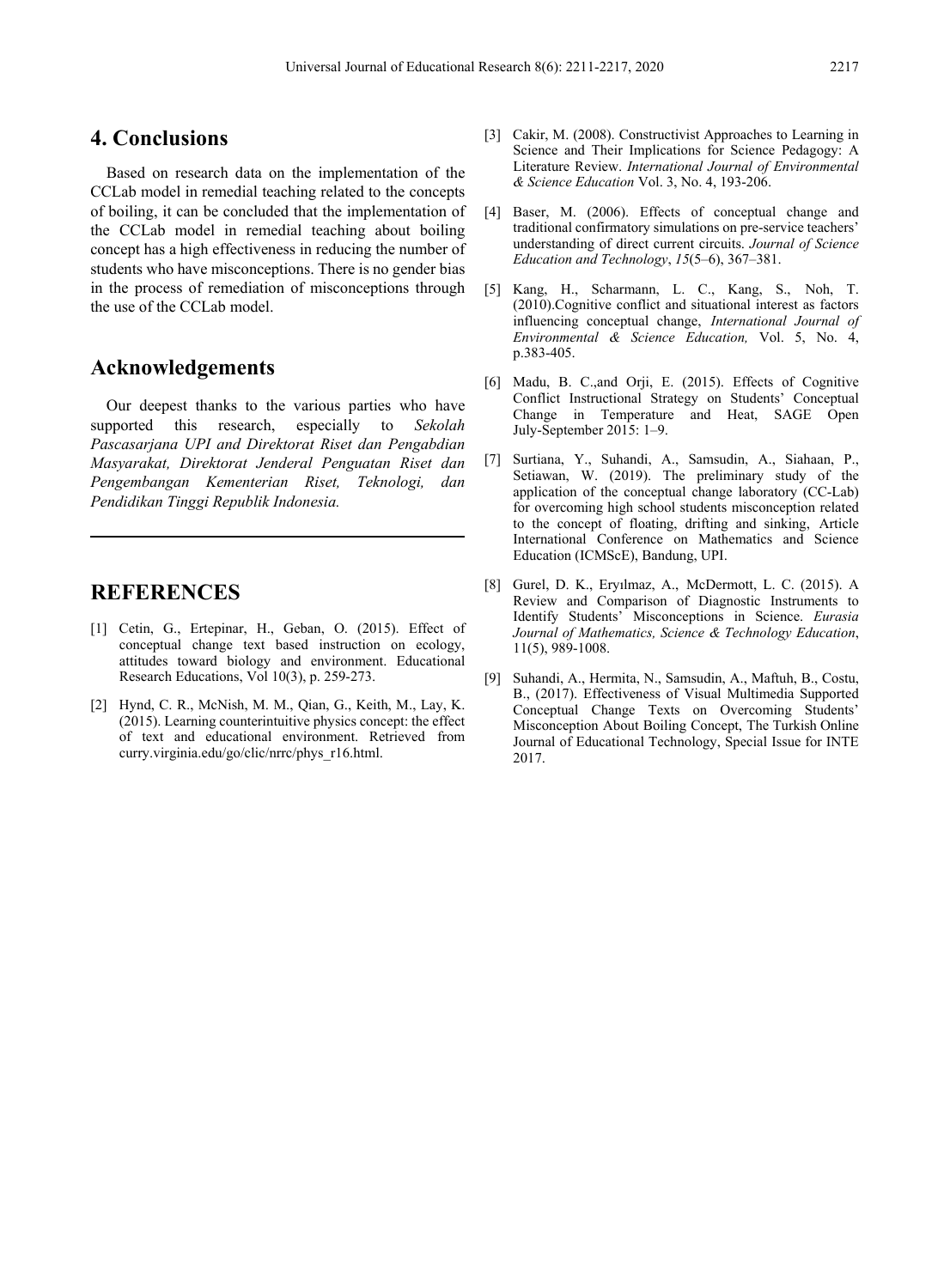## 4. Conclusions

Based on research data on the implementation of the CCLab model in remedial teaching related to the concepts of boiling, it can be concluded that the implementation of the CCLab model in remedial teaching about boiling concept has a high effectiveness in reducing the number of students who have misconceptions. There is no gender bias in the process of remediation of misconceptions through the use of the CCLab model.

## Acknowledgements

Our deepest thanks to the various parties who have supported this research, especially to *Sekolah Pascasarjana UPI and Direktorat Riset dan Pengabdian Masyarakat, Direktorat Jenderal Penguatan Riset dan Pengembangan Kementerian Riset, Teknologi, dan Pendidikan Tinggi Republik Indonesia.*

## REFERENCES

[1] Cetin, G., Ertepinar, H., Geban, O. (2015). Effect of conceptual change text based instruction on ecology, attitudes toward biology and environment. Educational Research Educations, Vol 10(3), p. 259-273.

[2] Hynd, C. R., McNish, M. M., Qian, G., Keith, M., Lay, K. (2015). Learning counterintuitive physics concept: the effect of text and educational environment. Retrieved from curry.virginia.edu/go/clic/nrrc/phys_r16.html.

[3] Cakir, M. (2008). Constructivist Approaches to Learning in Science and Their Implications for Science Pedagogy: A Literature Review. *International Journal of Environmental & Science Education* Vol. 3, No. 4, 193-206.

[4] Baser, M. (2006). Effects of conceptual change and traditional confirmatory simulations on pre-service teachers' understanding of direct current circuits. *Journal of Science Education and Technology*, *15*(5–6), 367–381.

[5] Kang, H., Scharmann, L. C., Kang, S., Noh, T. (2010).Cognitive conflict and situational interest as factors influencing conceptual change, *International Journal of Environmental & Science Education,* Vol. 5, No. 4, p.383-405.

[6] Madu, B. C.,and Orji, E. (2015). Effects of Cognitive Conflict Instructional Strategy on Students' Conceptual Change in Temperature and Heat, SAGE Open July-September 2015: 1–9.

[7] Surtiana, Y., Suhandi, A., Samsudin, A., Siahaan, P., Setiawan, W. (2019). The preliminary study of the application of the conceptual change laboratory (CC-Lab) for overcoming high school students misconception related to the concept of floating, drifting and sinking, Article International Conference on Mathematics and Science Education (ICMScE), Bandung, UPI.

[8] Gurel, D. K., Eryılmaz, A., McDermott, L. C. (2015). A Review and Comparison of Diagnostic Instruments to Identify Students' Misconceptions in Science. *Eurasia Journal of Mathematics, Science & Technology Education*, 11(5), 989-1008.

[9] Suhandi, A., Hermita, N., Samsudin, A., Maftuh, B., Costu, B., (2017). Effectiveness of Visual Multimedia Supported Conceptual Change Texts on Overcoming Students' Misconception About Boiling Concept, The Turkish Online Journal of Educational Technology, Special Issue for INTE 2017.